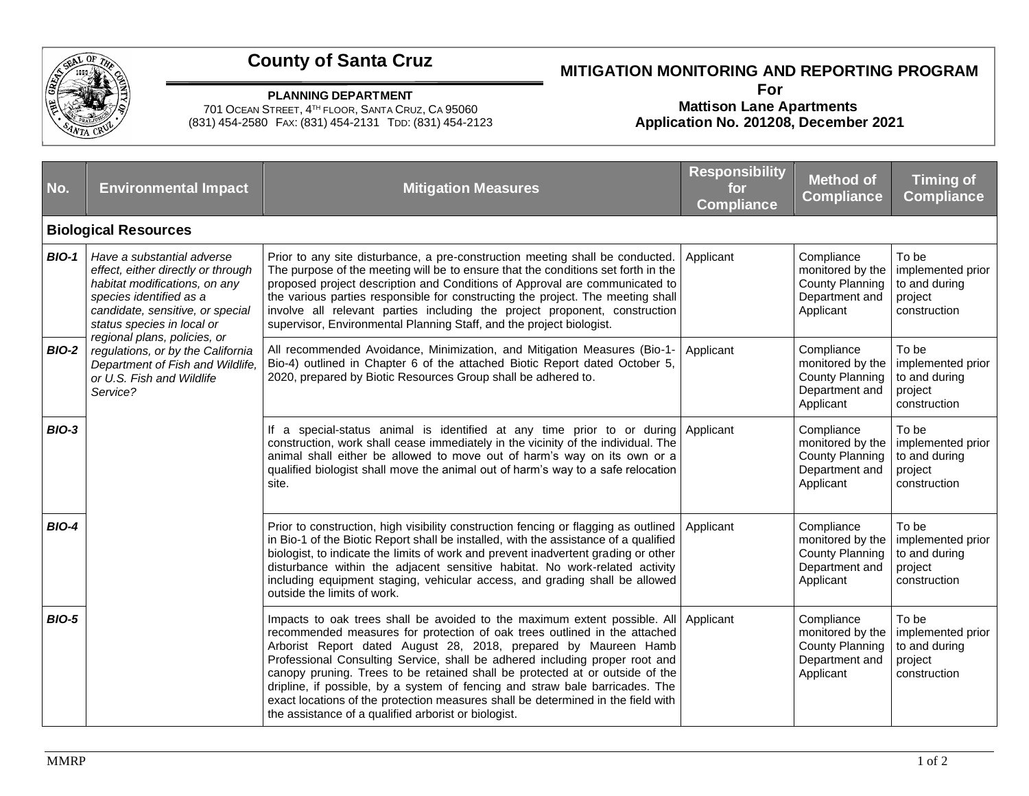# County of Santa Cruz

**PLANNING DEPARTMENT**
701 Ocean Street, 4th floor, Santa Cruz, Ca 95060
(831) 454-2580 Fax: (831) 454-2131 Tdd: (831) 454-2123

## MITIGATION MONITORING AND REPORTING PROGRAM
**For**
**Mattison Lane Apartments**
**Application No. 201208, December 2021**

| No. | Environmental Impact | Mitigation Measures | Responsibility for Compliance | Method of Compliance | Timing of Compliance |
|---|---|---|---|---|---|
| **Biological Resources** | | | | | |
| ***BIO-1*** | *Have a substantial adverse effect, either directly or through habitat modifications, on any species identified as a candidate, sensitive, or special status species in local or regional plans, policies, or regulations, or by the California Department of Fish and Wildlife, or U.S. Fish and Wildlife Service?* | Prior to any site disturbance, a pre-construction meeting shall be conducted. The purpose of the meeting will be to ensure that the conditions set forth in the proposed project description and Conditions of Approval are communicated to the various parties responsible for constructing the project. The meeting shall involve all relevant parties including the project proponent, construction supervisor, Environmental Planning Staff, and the project biologist. | Applicant | Compliance monitored by the County Planning Department and Applicant | To be implemented prior to and during project construction |
| ***BIO-2*** | | All recommended Avoidance, Minimization, and Mitigation Measures (Bio-1-Bio-4) outlined in Chapter 6 of the attached Biotic Report dated October 5, 2020, prepared by Biotic Resources Group shall be adhered to. | Applicant | Compliance monitored by the County Planning Department and Applicant | To be implemented prior to and during project construction |
| ***BIO-3*** | | If a special-status animal is identified at any time prior to or during construction, work shall cease immediately in the vicinity of the individual. The animal shall either be allowed to move out of harm's way on its own or a qualified biologist shall move the animal out of harm's way to a safe relocation site. | Applicant | Compliance monitored by the County Planning Department and Applicant | To be implemented prior to and during project construction |
| ***BIO-4*** | | Prior to construction, high visibility construction fencing or flagging as outlined in Bio-1 of the Biotic Report shall be installed, with the assistance of a qualified biologist, to indicate the limits of work and prevent inadvertent grading or other disturbance within the adjacent sensitive habitat. No work-related activity including equipment staging, vehicular access, and grading shall be allowed outside the limits of work. | Applicant | Compliance monitored by the County Planning Department and Applicant | To be implemented prior to and during project construction |
| ***BIO-5*** | | Impacts to oak trees shall be avoided to the maximum extent possible. All recommended measures for protection of oak trees outlined in the attached Arborist Report dated August 28, 2018, prepared by Maureen Hamb Professional Consulting Service, shall be adhered including proper root and canopy pruning. Trees to be retained shall be protected at or outside of the dripline, if possible, by a system of fencing and straw bale barricades. The exact locations of the protection measures shall be determined in the field with the assistance of a qualified arborist or biologist. | Applicant | Compliance monitored by the County Planning Department and Applicant | To be implemented prior to and during project construction |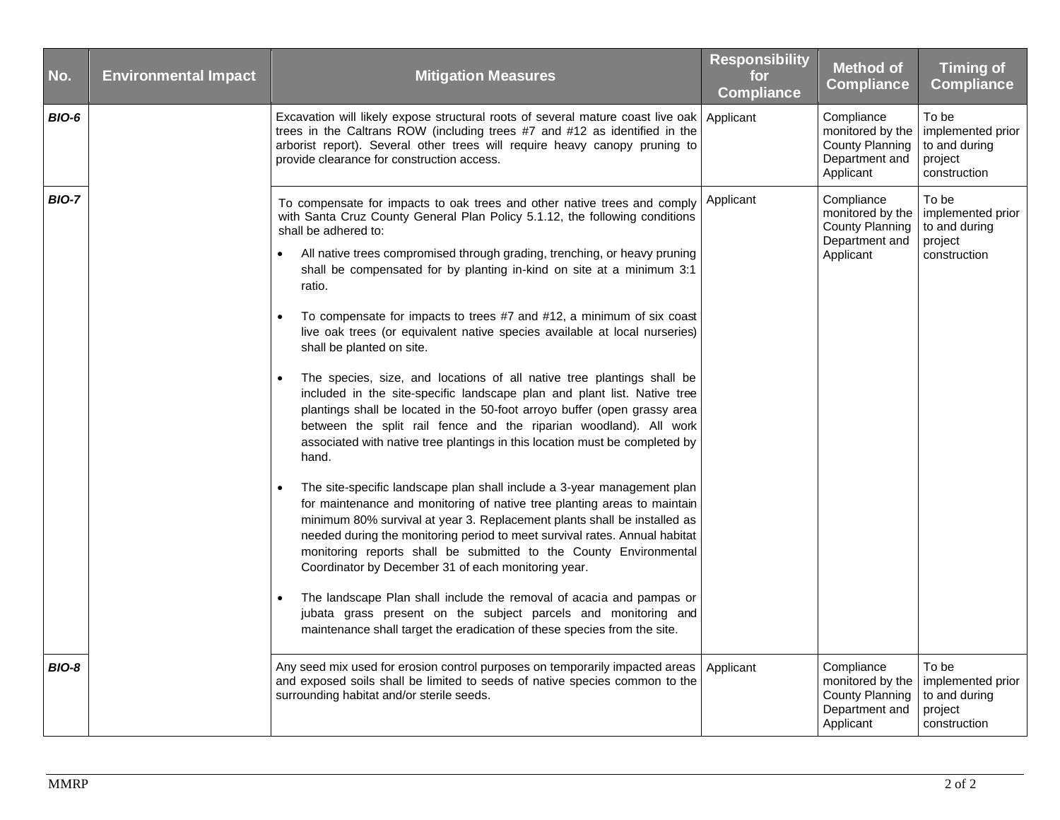| No. | Environmental Impact | Mitigation Measures | Responsibility for Compliance | Method of Compliance | Timing of Compliance |
|---|---|---|---|---|---|
| ***BIO-6*** | | Excavation will likely expose structural roots of several mature coast live oak trees in the Caltrans ROW (including trees #7 and #12 as identified in the arborist report). Several other trees will require heavy canopy pruning to provide clearance for construction access. | Applicant | Compliance monitored by the County Planning Department and Applicant | To be implemented prior to and during project construction |
| ***BIO-7*** | | To compensate for impacts to oak trees and other native trees and comply with Santa Cruz County General Plan Policy 5.1.12, the following conditions shall be adhered to: <br>• All native trees compromised through grading, trenching, or heavy pruning shall be compensated for by planting in-kind on site at a minimum 3:1 ratio. <br>• To compensate for impacts to trees #7 and #12, a minimum of six coast live oak trees (or equivalent native species available at local nurseries) shall be planted on site. <br>• The species, size, and locations of all native tree plantings shall be included in the site-specific landscape plan and plant list. Native tree plantings shall be located in the 50-foot arroyo buffer (open grassy area between the split rail fence and the riparian woodland). All work associated with native tree plantings in this location must be completed by hand. <br>• The site-specific landscape plan shall include a 3-year management plan for maintenance and monitoring of native tree planting areas to maintain minimum 80% survival at year 3. Replacement plants shall be installed as needed during the monitoring period to meet survival rates. Annual habitat monitoring reports shall be submitted to the County Environmental Coordinator by December 31 of each monitoring year. <br>• The landscape Plan shall include the removal of acacia and pampas or jubata grass present on the subject parcels and monitoring and maintenance shall target the eradication of these species from the site. | Applicant | Compliance monitored by the County Planning Department and Applicant | To be implemented prior to and during project construction |
| ***BIO-8*** | | Any seed mix used for erosion control purposes on temporarily impacted areas and exposed soils shall be limited to seeds of native species common to the surrounding habitat and/or sterile seeds. | Applicant | Compliance monitored by the County Planning Department and Applicant | To be implemented prior to and during project construction |